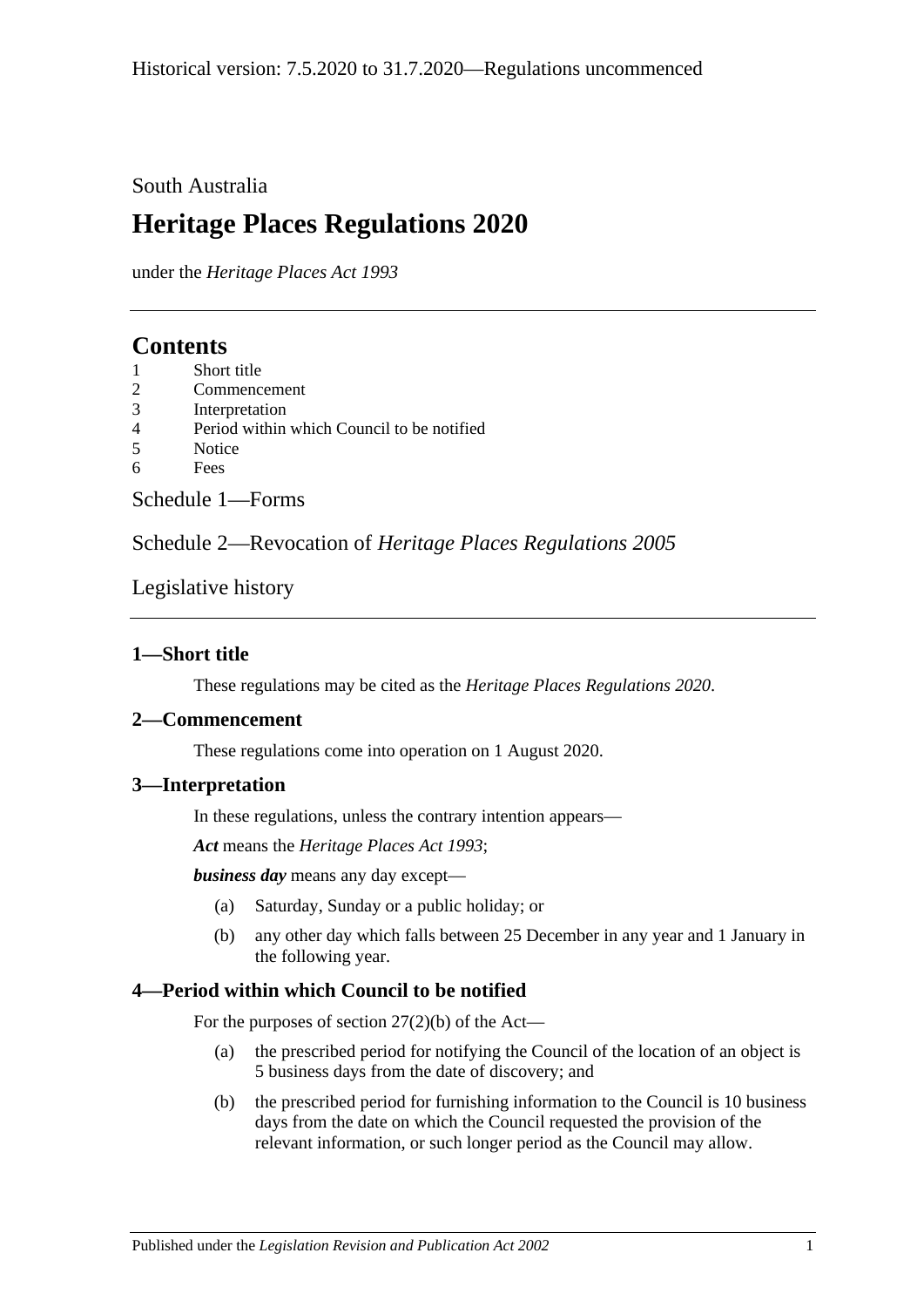Historical version: 7.5.2020 to 31.7.2020—Regulations uncommenced

South Australia

# Heritage Places Regulations 2020

under the *Heritage Places Act 1993*

## Contents

1 Short title
2 Commencement
3 Interpretation
4 Period within which Council to be notified
5 Notice
6 Fees

Schedule 1—Forms

Schedule 2—Revocation of *Heritage Places Regulations 2005*

Legislative history

### 1—Short title

These regulations may be cited as the *Heritage Places Regulations 2020*.

### 2—Commencement

These regulations come into operation on 1 August 2020.

### 3—Interpretation

In these regulations, unless the contrary intention appears—

***Act*** means the *Heritage Places Act 1993*;

***business day*** means any day except—

(a) Saturday, Sunday or a public holiday; or

(b) any other day which falls between 25 December in any year and 1 January in the following year.

### 4—Period within which Council to be notified

For the purposes of section 27(2)(b) of the Act—

(a) the prescribed period for notifying the Council of the location of an object is 5 business days from the date of discovery; and

(b) the prescribed period for furnishing information to the Council is 10 business days from the date on which the Council requested the provision of the relevant information, or such longer period as the Council may allow.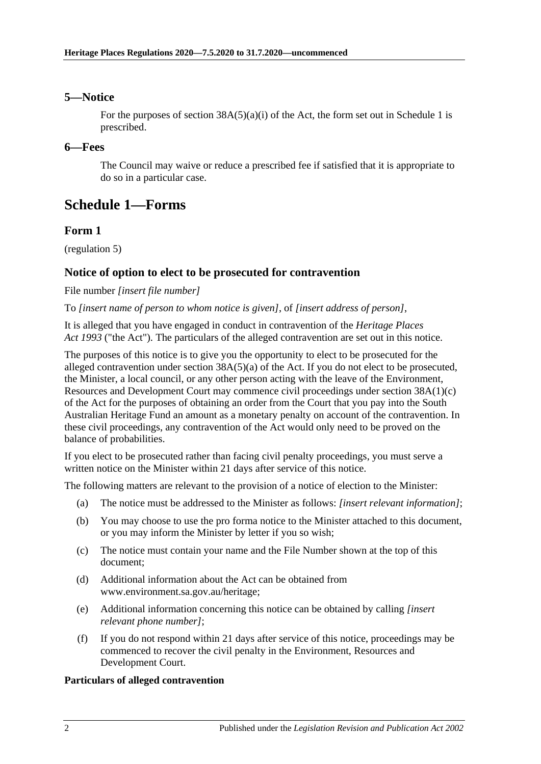## 5—Notice

For the purposes of section 38A(5)(a)(i) of the Act, the form set out in Schedule 1 is prescribed.

## 6—Fees

The Council may waive or reduce a prescribed fee if satisfied that it is appropriate to do so in a particular case.

# Schedule 1—Forms

## Form 1

(regulation 5)

### Notice of option to elect to be prosecuted for contravention

File number *[insert file number]*

To *[insert name of person to whom notice is given]*, of *[insert address of person]*,

It is alleged that you have engaged in conduct in contravention of the *Heritage Places Act 1993* ("the Act"). The particulars of the alleged contravention are set out in this notice.

The purposes of this notice is to give you the opportunity to elect to be prosecuted for the alleged contravention under section 38A(5)(a) of the Act. If you do not elect to be prosecuted, the Minister, a local council, or any other person acting with the leave of the Environment, Resources and Development Court may commence civil proceedings under section 38A(1)(c) of the Act for the purposes of obtaining an order from the Court that you pay into the South Australian Heritage Fund an amount as a monetary penalty on account of the contravention. In these civil proceedings, any contravention of the Act would only need to be proved on the balance of probabilities.

If you elect to be prosecuted rather than facing civil penalty proceedings, you must serve a written notice on the Minister within 21 days after service of this notice.

The following matters are relevant to the provision of a notice of election to the Minister:

(a) The notice must be addressed to the Minister as follows: *[insert relevant information]*;

(b) You may choose to use the pro forma notice to the Minister attached to this document, or you may inform the Minister by letter if you so wish;

(c) The notice must contain your name and the File Number shown at the top of this document;

(d) Additional information about the Act can be obtained from www.environment.sa.gov.au/heritage;

(e) Additional information concerning this notice can be obtained by calling *[insert relevant phone number]*;

(f) If you do not respond within 21 days after service of this notice, proceedings may be commenced to recover the civil penalty in the Environment, Resources and Development Court.

**Particulars of alleged contravention**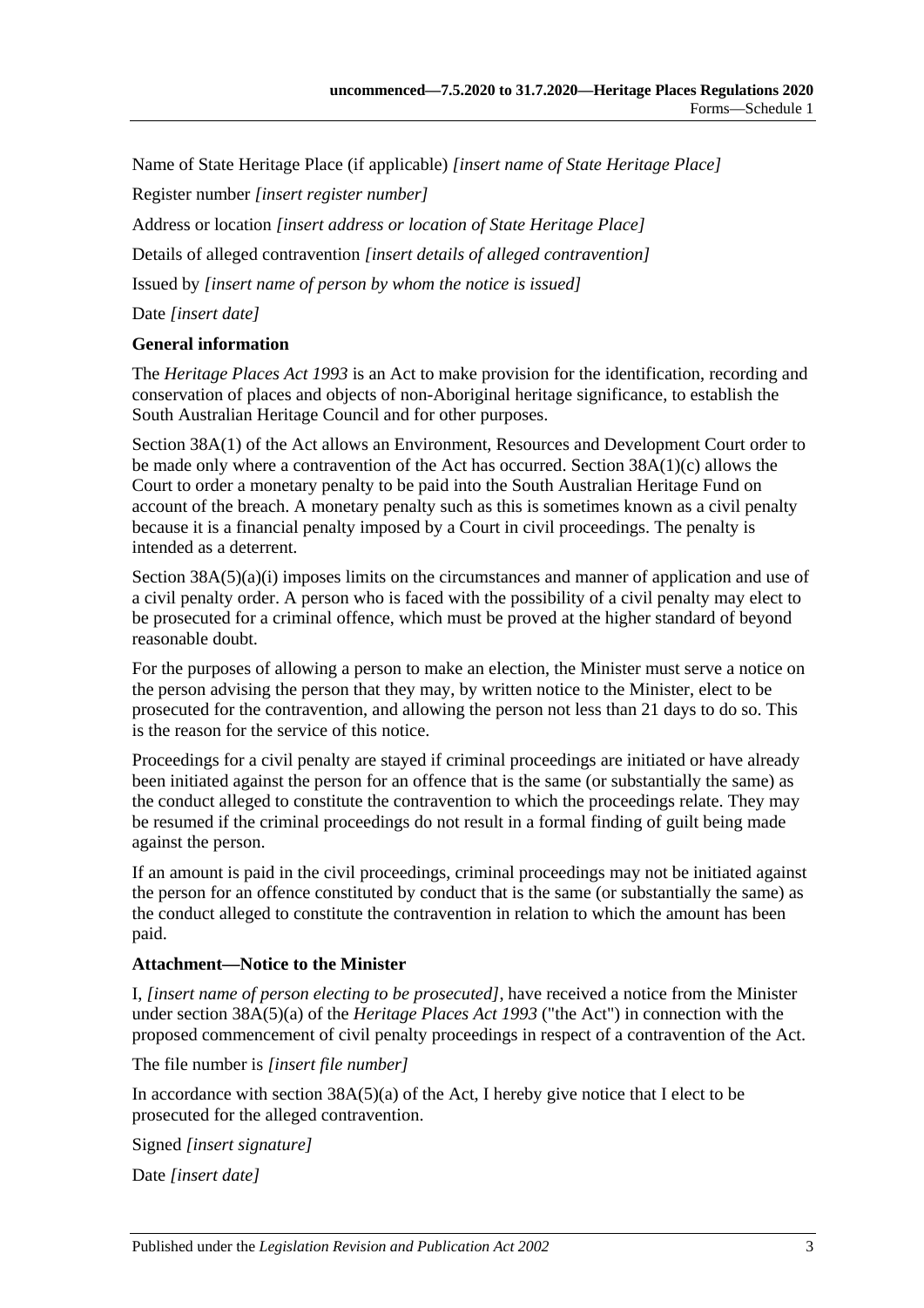Name of State Heritage Place (if applicable) *[insert name of State Heritage Place]*

Register number *[insert register number]*

Address or location *[insert address or location of State Heritage Place]*

Details of alleged contravention *[insert details of alleged contravention]*

Issued by *[insert name of person by whom the notice is issued]*

Date *[insert date]*

**General information**

The *Heritage Places Act 1993* is an Act to make provision for the identification, recording and conservation of places and objects of non-Aboriginal heritage significance, to establish the South Australian Heritage Council and for other purposes.

Section 38A(1) of the Act allows an Environment, Resources and Development Court order to be made only where a contravention of the Act has occurred. Section 38A(1)(c) allows the Court to order a monetary penalty to be paid into the South Australian Heritage Fund on account of the breach. A monetary penalty such as this is sometimes known as a civil penalty because it is a financial penalty imposed by a Court in civil proceedings. The penalty is intended as a deterrent.

Section 38A(5)(a)(i) imposes limits on the circumstances and manner of application and use of a civil penalty order. A person who is faced with the possibility of a civil penalty may elect to be prosecuted for a criminal offence, which must be proved at the higher standard of beyond reasonable doubt.

For the purposes of allowing a person to make an election, the Minister must serve a notice on the person advising the person that they may, by written notice to the Minister, elect to be prosecuted for the contravention, and allowing the person not less than 21 days to do so. This is the reason for the service of this notice.

Proceedings for a civil penalty are stayed if criminal proceedings are initiated or have already been initiated against the person for an offence that is the same (or substantially the same) as the conduct alleged to constitute the contravention to which the proceedings relate. They may be resumed if the criminal proceedings do not result in a formal finding of guilt being made against the person.

If an amount is paid in the civil proceedings, criminal proceedings may not be initiated against the person for an offence constituted by conduct that is the same (or substantially the same) as the conduct alleged to constitute the contravention in relation to which the amount has been paid.

**Attachment—Notice to the Minister**

I, *[insert name of person electing to be prosecuted]*, have received a notice from the Minister under section 38A(5)(a) of the *Heritage Places Act 1993* ("the Act") in connection with the proposed commencement of civil penalty proceedings in respect of a contravention of the Act.

The file number is *[insert file number]*

In accordance with section 38A(5)(a) of the Act, I hereby give notice that I elect to be prosecuted for the alleged contravention.

Signed *[insert signature]*

Date *[insert date]*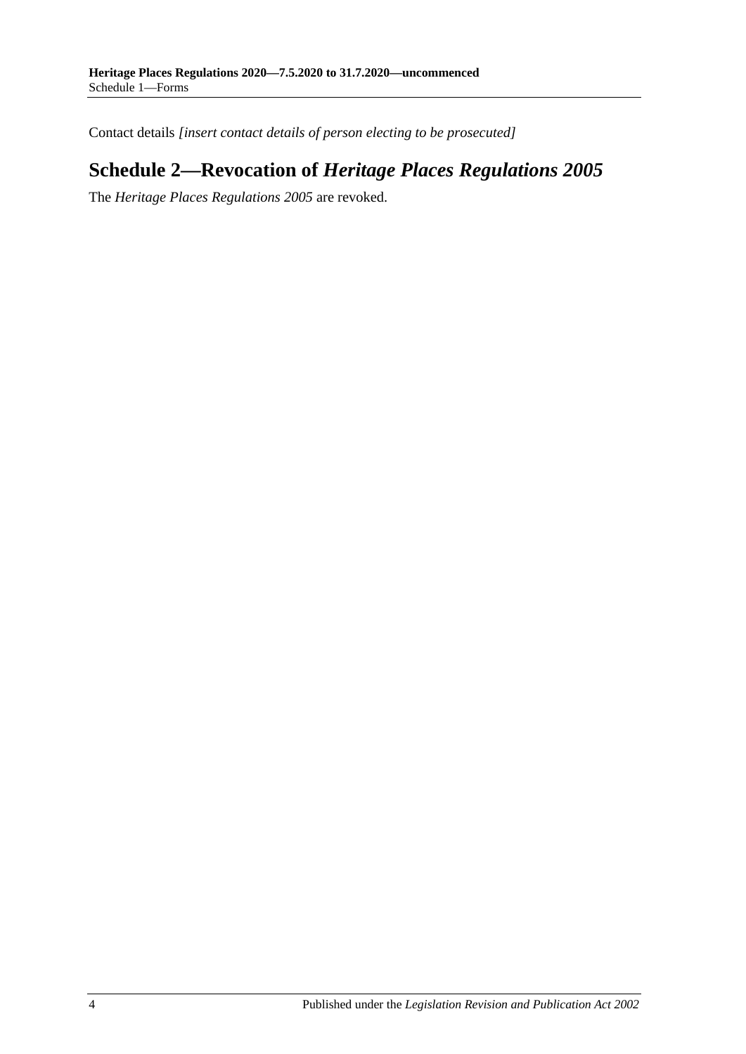Contact details *[insert contact details of person electing to be prosecuted]*

## Schedule 2—Revocation of *Heritage Places Regulations 2005*

The *Heritage Places Regulations 2005* are revoked.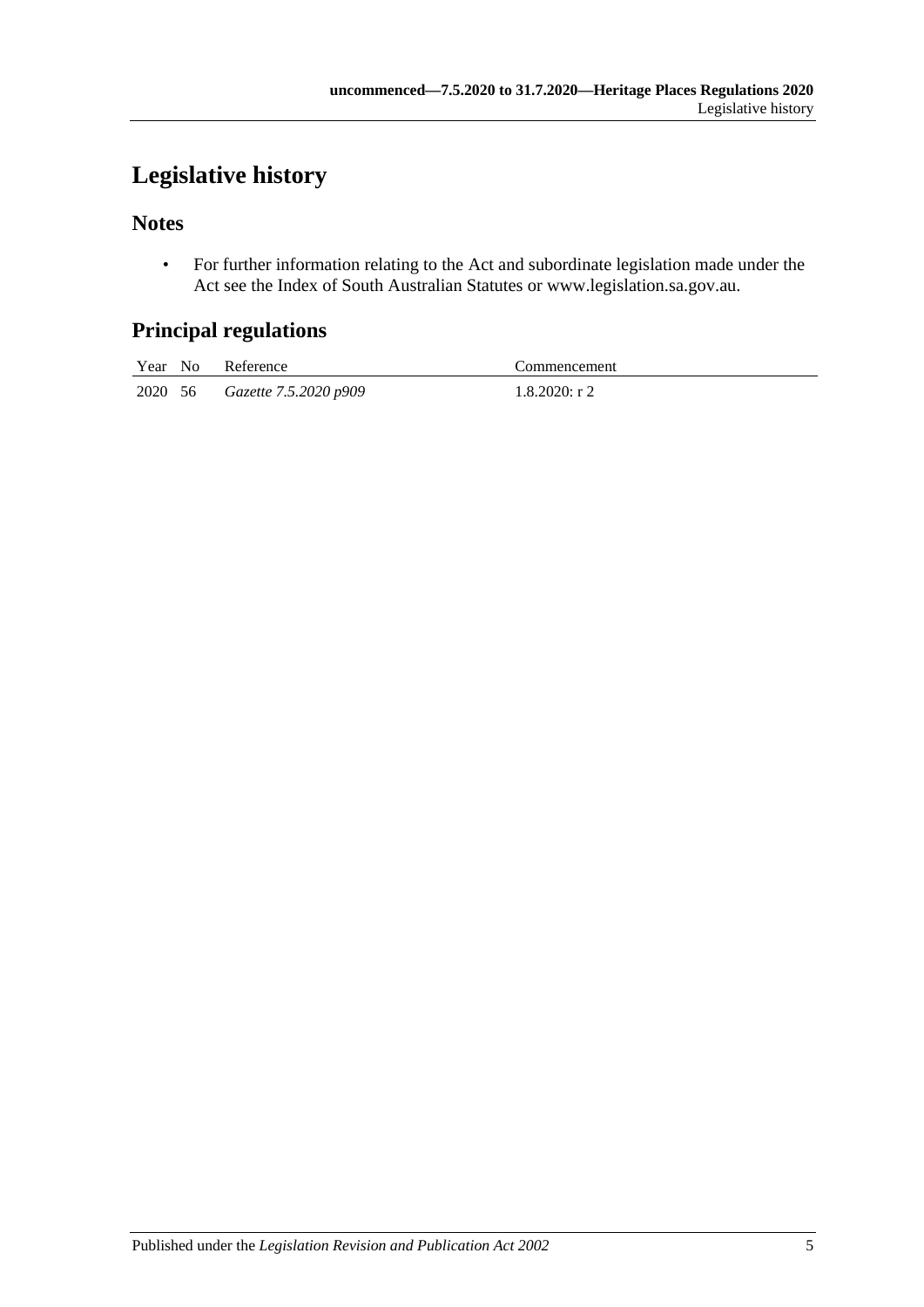# Legislative history

## Notes

- For further information relating to the Act and subordinate legislation made under the Act see the Index of South Australian Statutes or www.legislation.sa.gov.au.

## Principal regulations

| Year | No | Reference | Commencement |
|---|---|---|---|
| 2020 | 56 | *Gazette 7.5.2020 p909* | 1.8.2020: r 2 |